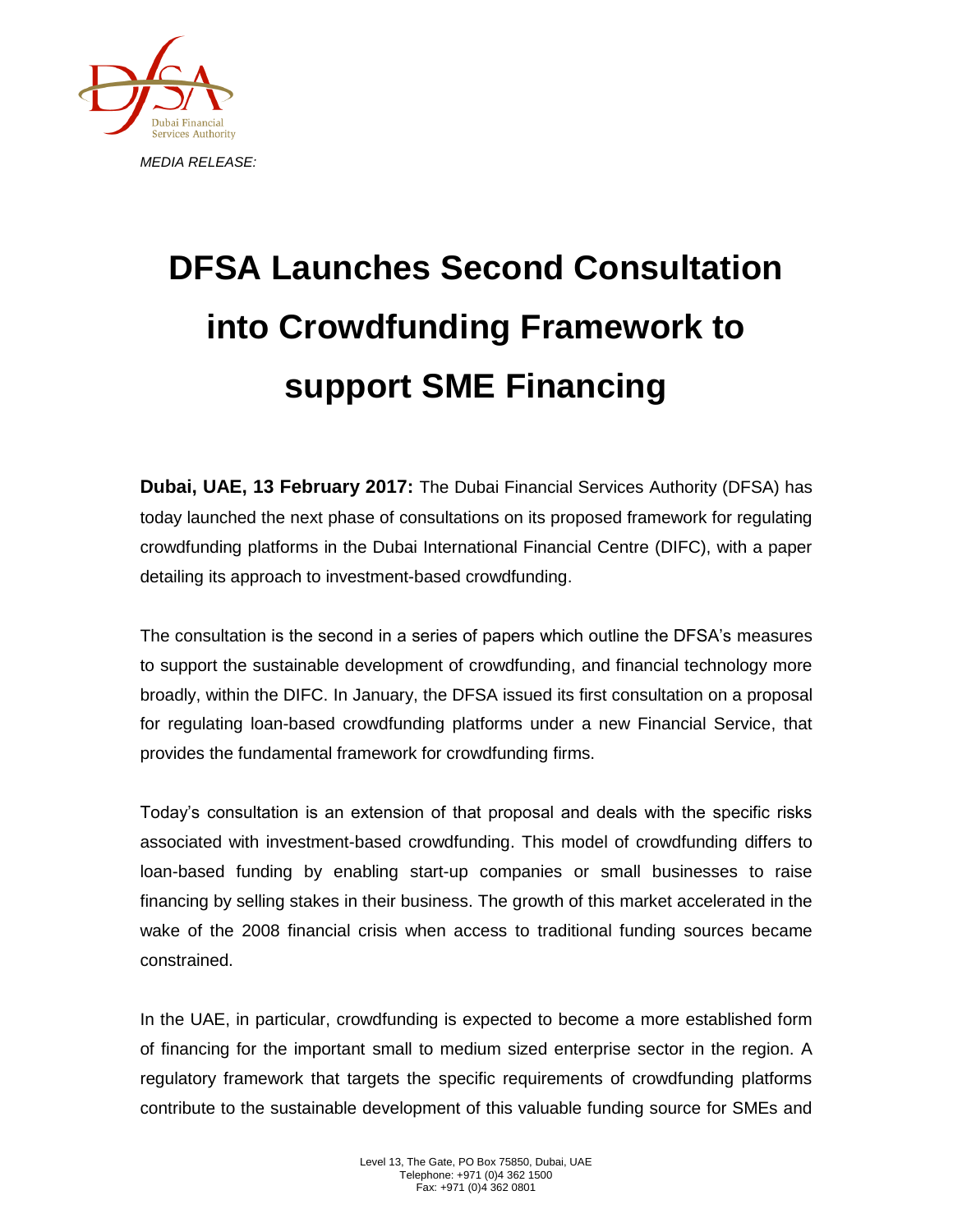*MEDIA RELEASE:*

# DFSA Launches Second Consultation into Crowdfunding Framework to support SME Financing

**Dubai, UAE, 13 February 2017:** The Dubai Financial Services Authority (DFSA) has today launched the next phase of consultations on its proposed framework for regulating crowdfunding platforms in the Dubai International Financial Centre (DIFC), with a paper detailing its approach to investment-based crowdfunding.

The consultation is the second in a series of papers which outline the DFSA's measures to support the sustainable development of crowdfunding, and financial technology more broadly, within the DIFC. In January, the DFSA issued its first consultation on a proposal for regulating loan-based crowdfunding platforms under a new Financial Service, that provides the fundamental framework for crowdfunding firms.

Today's consultation is an extension of that proposal and deals with the specific risks associated with investment-based crowdfunding. This model of crowdfunding differs to loan-based funding by enabling start-up companies or small businesses to raise financing by selling stakes in their business. The growth of this market accelerated in the wake of the 2008 financial crisis when access to traditional funding sources became constrained.

In the UAE, in particular, crowdfunding is expected to become a more established form of financing for the important small to medium sized enterprise sector in the region. A regulatory framework that targets the specific requirements of crowdfunding platforms contribute to the sustainable development of this valuable funding source for SMEs and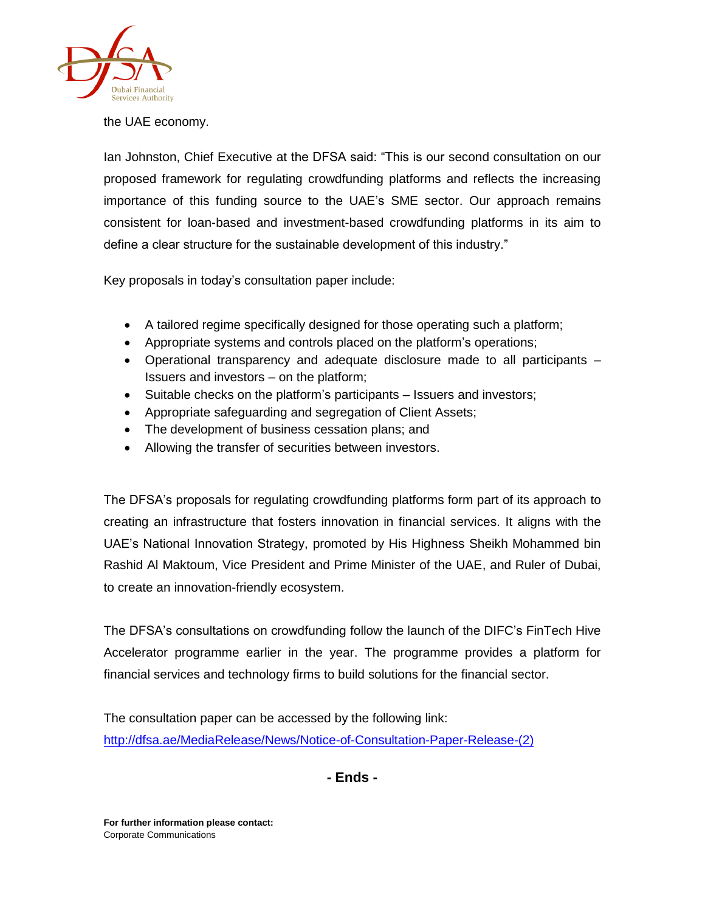the UAE economy.

Ian Johnston, Chief Executive at the DFSA said: "This is our second consultation on our proposed framework for regulating crowdfunding platforms and reflects the increasing importance of this funding source to the UAE's SME sector. Our approach remains consistent for loan-based and investment-based crowdfunding platforms in its aim to define a clear structure for the sustainable development of this industry."

Key proposals in today's consultation paper include:

- A tailored regime specifically designed for those operating such a platform;
- Appropriate systems and controls placed on the platform's operations;
- Operational transparency and adequate disclosure made to all participants – Issuers and investors – on the platform;
- Suitable checks on the platform's participants – Issuers and investors;
- Appropriate safeguarding and segregation of Client Assets;
- The development of business cessation plans; and
- Allowing the transfer of securities between investors.

The DFSA's proposals for regulating crowdfunding platforms form part of its approach to creating an infrastructure that fosters innovation in financial services. It aligns with the UAE's National Innovation Strategy, promoted by His Highness Sheikh Mohammed bin Rashid Al Maktoum, Vice President and Prime Minister of the UAE, and Ruler of Dubai, to create an innovation-friendly ecosystem.

The DFSA's consultations on crowdfunding follow the launch of the DIFC's FinTech Hive Accelerator programme earlier in the year. The programme provides a platform for financial services and technology firms to build solutions for the financial sector.

The consultation paper can be accessed by the following link:
http://dfsa.ae/MediaRelease/News/Notice-of-Consultation-Paper-Release-(2)

**- Ends -**

**For further information please contact:**
Corporate Communications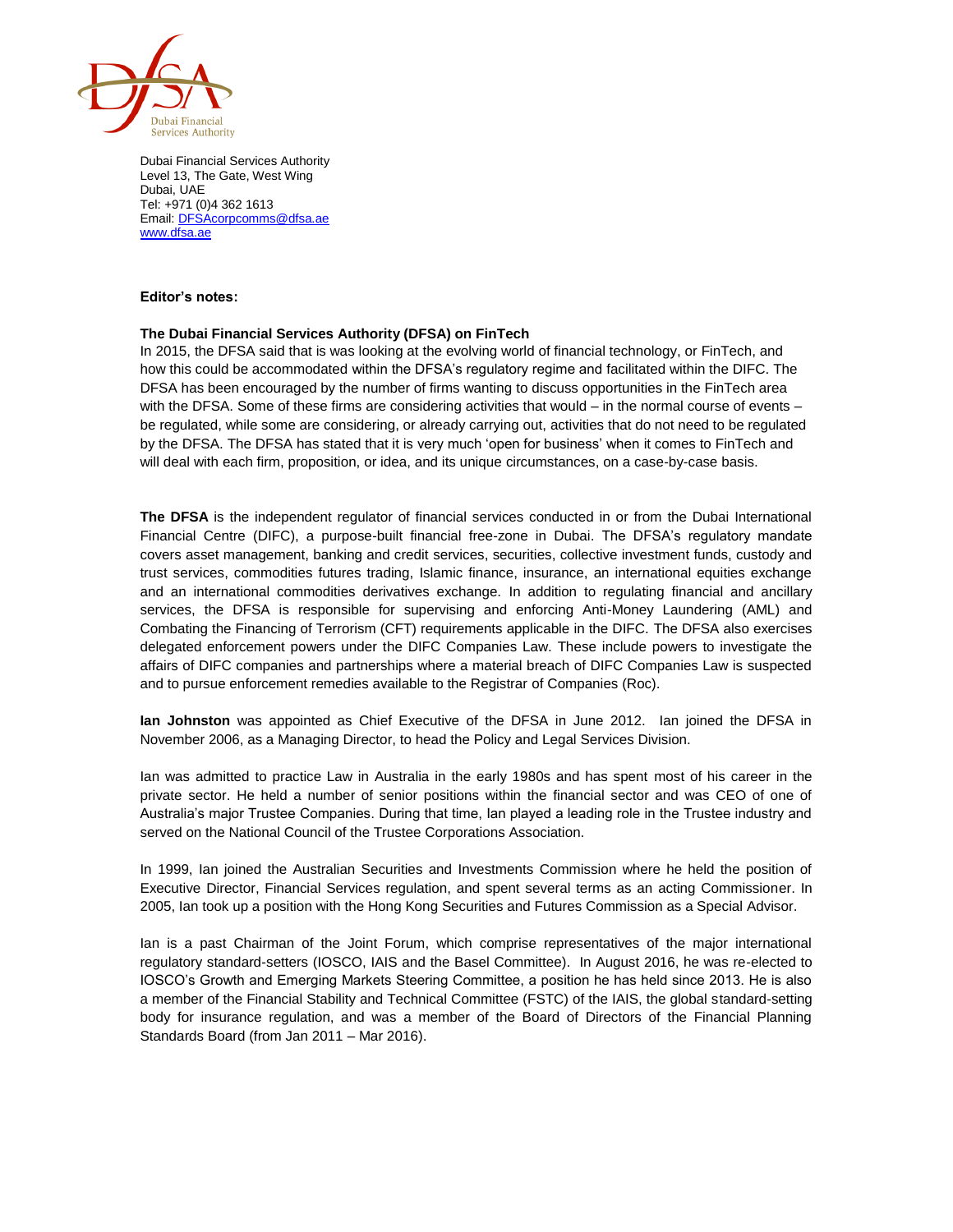Dubai Financial Services Authority
Level 13, The Gate, West Wing
Dubai, UAE
Tel: +971 (0)4 362 1613
Email: DFSAcorpcomms@dfsa.ae
www.dfsa.ae

**Editor's notes:**

**The Dubai Financial Services Authority (DFSA) on FinTech**

In 2015, the DFSA said that is was looking at the evolving world of financial technology, or FinTech, and how this could be accommodated within the DFSA's regulatory regime and facilitated within the DIFC. The DFSA has been encouraged by the number of firms wanting to discuss opportunities in the FinTech area with the DFSA. Some of these firms are considering activities that would – in the normal course of events – be regulated, while some are considering, or already carrying out, activities that do not need to be regulated by the DFSA. The DFSA has stated that it is very much 'open for business' when it comes to FinTech and will deal with each firm, proposition, or idea, and its unique circumstances, on a case-by-case basis.

**The DFSA** is the independent regulator of financial services conducted in or from the Dubai International Financial Centre (DIFC), a purpose-built financial free-zone in Dubai. The DFSA's regulatory mandate covers asset management, banking and credit services, securities, collective investment funds, custody and trust services, commodities futures trading, Islamic finance, insurance, an international equities exchange and an international commodities derivatives exchange. In addition to regulating financial and ancillary services, the DFSA is responsible for supervising and enforcing Anti-Money Laundering (AML) and Combating the Financing of Terrorism (CFT) requirements applicable in the DIFC. The DFSA also exercises delegated enforcement powers under the DIFC Companies Law. These include powers to investigate the affairs of DIFC companies and partnerships where a material breach of DIFC Companies Law is suspected and to pursue enforcement remedies available to the Registrar of Companies (Roc).

**Ian Johnston** was appointed as Chief Executive of the DFSA in June 2012. Ian joined the DFSA in November 2006, as a Managing Director, to head the Policy and Legal Services Division.

Ian was admitted to practice Law in Australia in the early 1980s and has spent most of his career in the private sector. He held a number of senior positions within the financial sector and was CEO of one of Australia's major Trustee Companies. During that time, Ian played a leading role in the Trustee industry and served on the National Council of the Trustee Corporations Association.

In 1999, Ian joined the Australian Securities and Investments Commission where he held the position of Executive Director, Financial Services regulation, and spent several terms as an acting Commissioner. In 2005, Ian took up a position with the Hong Kong Securities and Futures Commission as a Special Advisor.

Ian is a past Chairman of the Joint Forum, which comprise representatives of the major international regulatory standard-setters (IOSCO, IAIS and the Basel Committee). In August 2016, he was re-elected to IOSCO's Growth and Emerging Markets Steering Committee, a position he has held since 2013. He is also a member of the Financial Stability and Technical Committee (FSTC) of the IAIS, the global standard-setting body for insurance regulation, and was a member of the Board of Directors of the Financial Planning Standards Board (from Jan 2011 – Mar 2016).